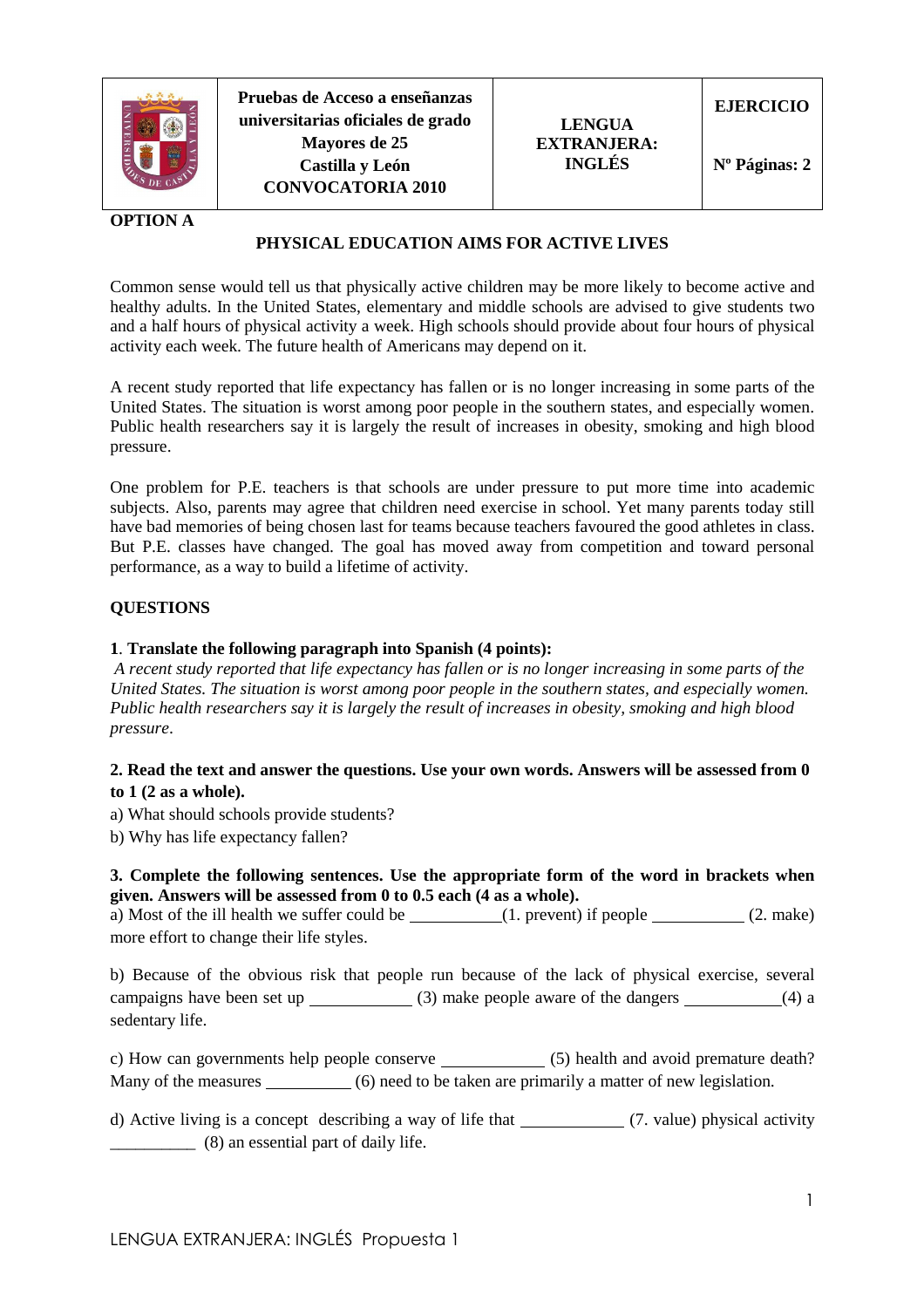| | Pruebas de Acceso a enseñanzas universitarias oficiales de grado<br>Mayores de 25<br>Castilla y León<br>CONVOCATORIA 2010 | LENGUA EXTRANJERA: INGLÉS | EJERCICIO<br><br>Nº Páginas: 2 |
|---|---|---|---|

**OPTION A**

## PHYSICAL EDUCATION AIMS FOR ACTIVE LIVES

Common sense would tell us that physically active children may be more likely to become active and healthy adults. In the United States, elementary and middle schools are advised to give students two and a half hours of physical activity a week. High schools should provide about four hours of physical activity each week. The future health of Americans may depend on it.

A recent study reported that life expectancy has fallen or is no longer increasing in some parts of the United States. The situation is worst among poor people in the southern states, and especially women. Public health researchers say it is largely the result of increases in obesity, smoking and high blood pressure.

One problem for P.E. teachers is that schools are under pressure to put more time into academic subjects. Also, parents may agree that children need exercise in school. Yet many parents today still have bad memories of being chosen last for teams because teachers favoured the good athletes in class. But P.E. classes have changed. The goal has moved away from competition and toward personal performance, as a way to build a lifetime of activity.

**QUESTIONS**

**1. Translate the following paragraph into Spanish (4 points):**

*A recent study reported that life expectancy has fallen or is no longer increasing in some parts of the United States. The situation is worst among poor people in the southern states, and especially women. Public health researchers say it is largely the result of increases in obesity, smoking and high blood pressure.*

**2. Read the text and answer the questions. Use your own words. Answers will be assessed from 0 to 1 (2 as a whole).**

a) What should schools provide students?

b) Why has life expectancy fallen?

**3. Complete the following sentences. Use the appropriate form of the word in brackets when given. Answers will be assessed from 0 to 0.5 each (4 as a whole).**

a) Most of the ill health we suffer could be ___________(1. prevent) if people ___________ (2. make) more effort to change their life styles.

b) Because of the obvious risk that people run because of the lack of physical exercise, several campaigns have been set up ____________ (3) make people aware of the dangers ___________(4) a sedentary life.

c) How can governments help people conserve ____________ (5) health and avoid premature death? Many of the measures __________ (6) need to be taken are primarily a matter of new legislation.

d) Active living is a concept describing a way of life that ____________ (7. value) physical activity __________ (8) an essential part of daily life.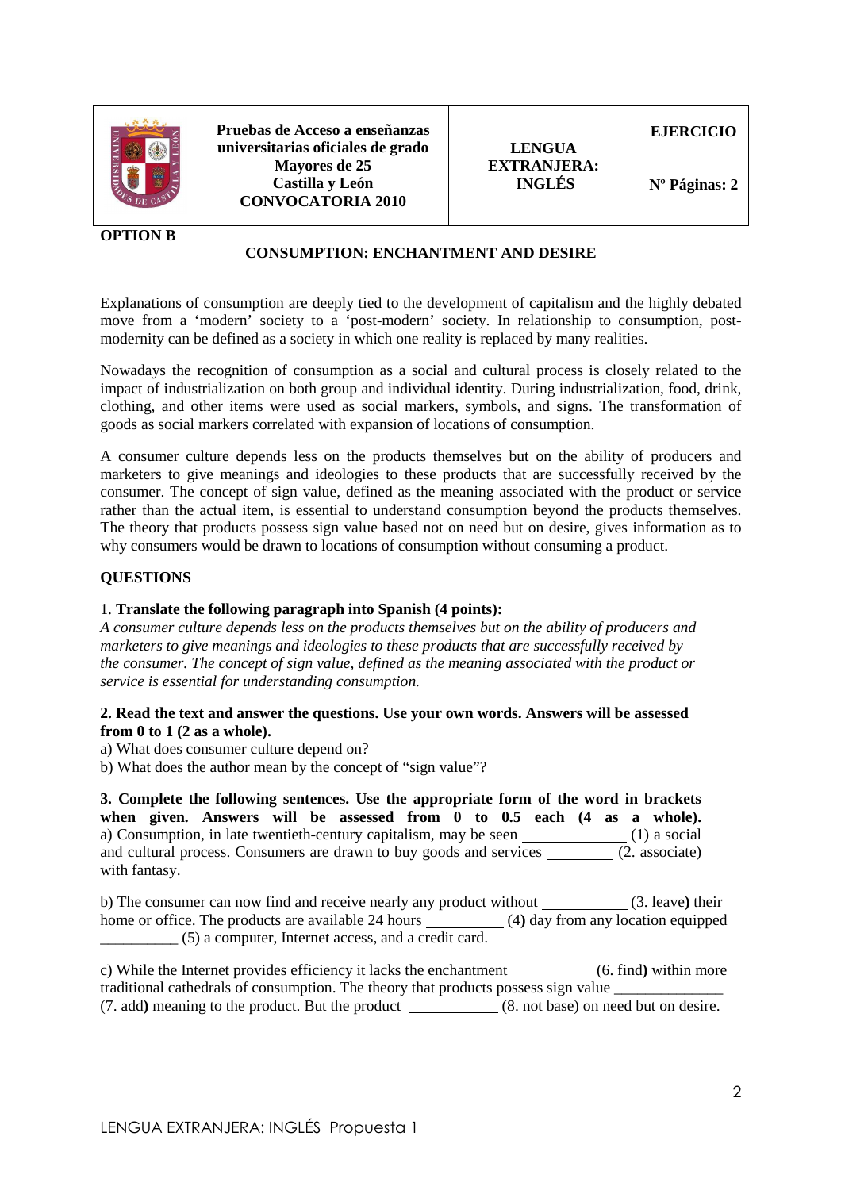| | | | |
|---|---|---|---|
| | **Pruebas de Acceso a enseñanzas universitarias oficiales de grado Mayores de 25 Castilla y León CONVOCATORIA 2010** | **LENGUA EXTRANJERA: INGLÉS** | **EJERCICIO**<br><br>**Nº Páginas: 2** |

**OPTION B**

## CONSUMPTION: ENCHANTMENT AND DESIRE

Explanations of consumption are deeply tied to the development of capitalism and the highly debated move from a 'modern' society to a 'post-modern' society. In relationship to consumption, post-modernity can be defined as a society in which one reality is replaced by many realities.

Nowadays the recognition of consumption as a social and cultural process is closely related to the impact of industrialization on both group and individual identity. During industrialization, food, drink, clothing, and other items were used as social markers, symbols, and signs. The transformation of goods as social markers correlated with expansion of locations of consumption.

A consumer culture depends less on the products themselves but on the ability of producers and marketers to give meanings and ideologies to these products that are successfully received by the consumer. The concept of sign value, defined as the meaning associated with the product or service rather than the actual item, is essential to understand consumption beyond the products themselves. The theory that products possess sign value based not on need but on desire, gives information as to why consumers would be drawn to locations of consumption without consuming a product.

### QUESTIONS

1. **Translate the following paragraph into Spanish (4 points):**
*A consumer culture depends less on the products themselves but on the ability of producers and marketers to give meanings and ideologies to these products that are successfully received by the consumer. The concept of sign value, defined as the meaning associated with the product or service is essential for understanding consumption.*

**2. Read the text and answer the questions. Use your own words. Answers will be assessed from 0 to 1 (2 as a whole).**

a) What does consumer culture depend on?
b) What does the author mean by the concept of "sign value"?

**3. Complete the following sentences. Use the appropriate form of the word in brackets when given. Answers will be assessed from 0 to 0.5 each (4 as a whole).**

a) Consumption, in late twentieth-century capitalism, may be seen _____________ (1) a social and cultural process. Consumers are drawn to buy goods and services ________ (2. associate) with fantasy.

b) The consumer can now find and receive nearly any product without ___________ (3. leave**)** their home or office. The products are available 24 hours __________ (4**)** day from any location equipped __________ (5) a computer, Internet access, and a credit card.

c) While the Internet provides efficiency it lacks the enchantment __________ (6. find**)** within more traditional cathedrals of consumption. The theory that products possess sign value ______________ (7. add**)** meaning to the product. But the product ___________ (8. not base) on need but on desire.